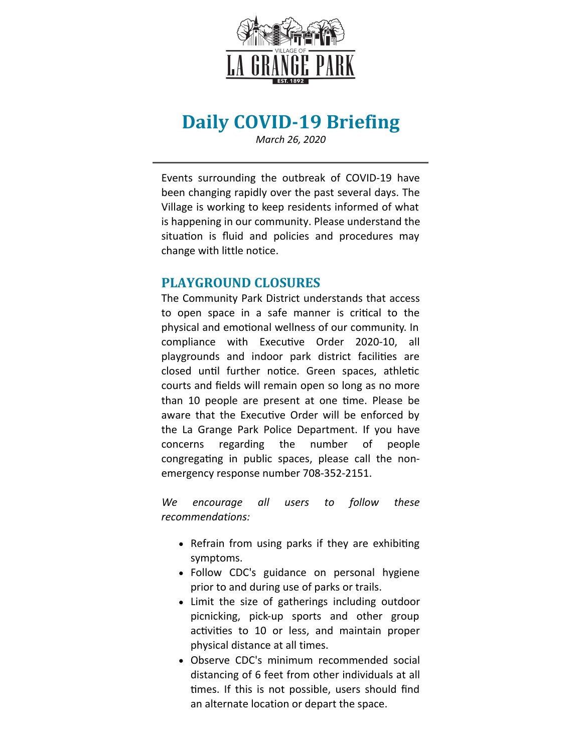# Daily COVID-19 Briefing

*March 26, 2020*

---

Events surrounding the outbreak of COVID-19 have been changing rapidly over the past several days. The Village is working to keep residents informed of what is happening in our community. Please understand the situation is fluid and policies and procedures may change with little notice.

## PLAYGROUND CLOSURES

The Community Park District understands that access to open space in a safe manner is critical to the physical and emotional wellness of our community. In compliance with Executive Order 2020-10, all playgrounds and indoor park district facilities are closed until further notice. Green spaces, athletic courts and fields will remain open so long as no more than 10 people are present at one time. Please be aware that the Executive Order will be enforced by the La Grange Park Police Department. If you have concerns regarding the number of people congregating in public spaces, please call the non-emergency response number 708-352-2151.

*We encourage all users to follow these recommendations:*

- Refrain from using parks if they are exhibiting symptoms.
- Follow CDC's guidance on personal hygiene prior to and during use of parks or trails.
- Limit the size of gatherings including outdoor picnicking, pick-up sports and other group activities to 10 or less, and maintain proper physical distance at all times.
- Observe CDC's minimum recommended social distancing of 6 feet from other individuals at all times. If this is not possible, users should find an alternate location or depart the space.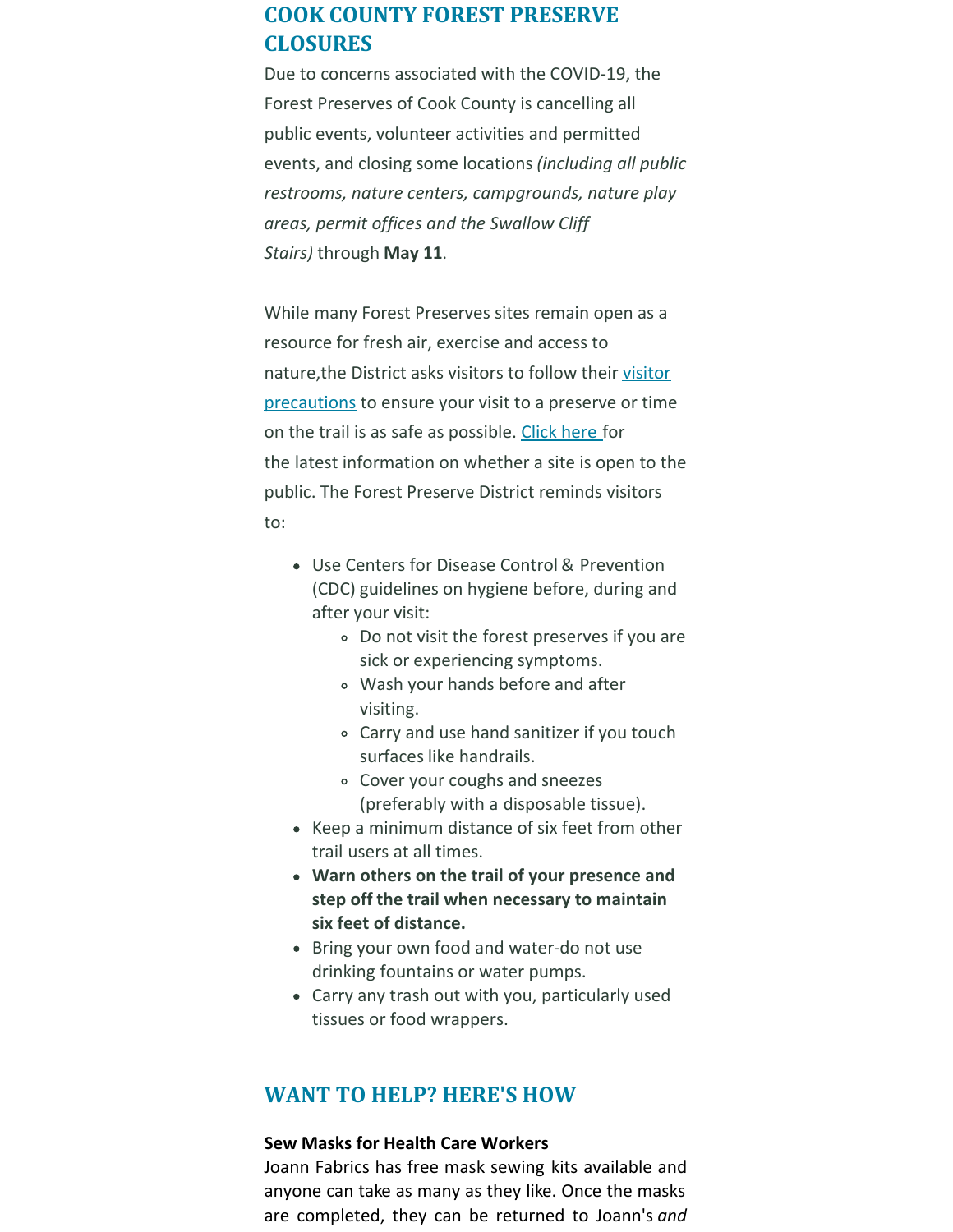## COOK COUNTY FOREST PRESERVE CLOSURES

Due to concerns associated with the COVID-19, the Forest Preserves of Cook County is cancelling all public events, volunteer activities and permitted events, and closing some locations *(including all public restrooms, nature centers, campgrounds, nature play areas, permit offices and the Swallow Cliff Stairs)* through **May 11**.

While many Forest Preserves sites remain open as a resource for fresh air, exercise and access to nature,the District asks visitors to follow their visitor precautions to ensure your visit to a preserve or time on the trail is as safe as possible. Click here for the latest information on whether a site is open to the public. The Forest Preserve District reminds visitors to:

- Use Centers for Disease Control & Prevention (CDC) guidelines on hygiene before, during and after your visit:
  - Do not visit the forest preserves if you are sick or experiencing symptoms.
  - Wash your hands before and after visiting.
  - Carry and use hand sanitizer if you touch surfaces like handrails.
  - Cover your coughs and sneezes (preferably with a disposable tissue).
- Keep a minimum distance of six feet from other trail users at all times.
- **Warn others on the trail of your presence and step off the trail when necessary to maintain six feet of distance.**
- Bring your own food and water-do not use drinking fountains or water pumps.
- Carry any trash out with you, particularly used tissues or food wrappers.

## WANT TO HELP? HERE'S HOW

**Sew Masks for Health Care Workers**

Joann Fabrics has free mask sewing kits available and anyone can take as many as they like. Once the masks are completed, they can be returned to Joann's *and*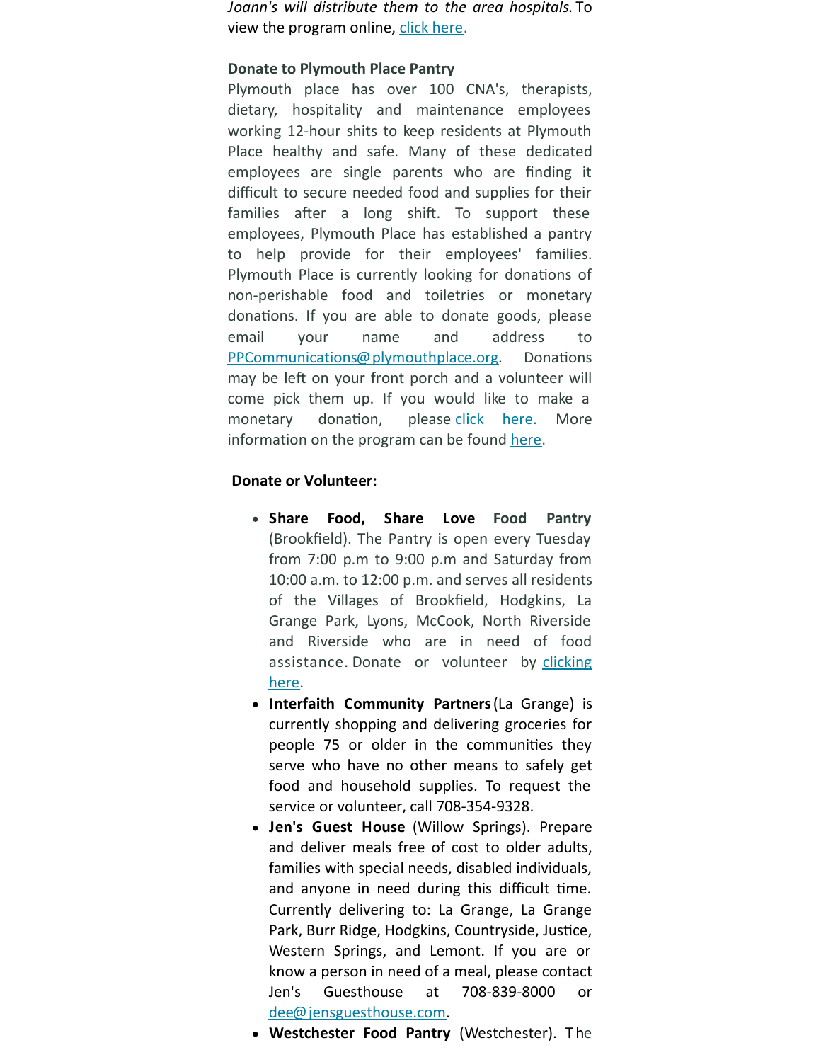*Joann's will distribute them to the area hospitals.* To view the program online, click here.

**Donate to Plymouth Place Pantry**

Plymouth place has over 100 CNA's, therapists, dietary, hospitality and maintenance employees working 12-hour shits to keep residents at Plymouth Place healthy and safe. Many of these dedicated employees are single parents who are finding it difficult to secure needed food and supplies for their families after a long shift. To support these employees, Plymouth Place has established a pantry to help provide for their employees' families. Plymouth Place is currently looking for donations of non-perishable food and toiletries or monetary donations. If you are able to donate goods, please email your name and address to PPCommunications@plymouthplace.org. Donations may be left on your front porch and a volunteer will come pick them up. If you would like to make a monetary donation, please click here. More information on the program can be found here.

**Donate or Volunteer:**

- **Share Food, Share Love Food Pantry** (Brookfield). The Pantry is open every Tuesday from 7:00 p.m to 9:00 p.m and Saturday from 10:00 a.m. to 12:00 p.m. and serves all residents of the Villages of Brookfield, Hodgkins, La Grange Park, Lyons, McCook, North Riverside and Riverside who are in need of food assistance. Donate or volunteer by clicking here.
- **Interfaith Community Partners** (La Grange) is currently shopping and delivering groceries for people 75 or older in the communities they serve who have no other means to safely get food and household supplies. To request the service or volunteer, call 708-354-9328.
- **Jen's Guest House** (Willow Springs). Prepare and deliver meals free of cost to older adults, families with special needs, disabled individuals, and anyone in need during this difficult time. Currently delivering to: La Grange, La Grange Park, Burr Ridge, Hodgkins, Countryside, Justice, Western Springs, and Lemont. If you are or know a person in need of a meal, please contact Jen's Guesthouse at 708-839-8000 or dee@jensguesthouse.com.
- **Westchester Food Pantry** (Westchester). The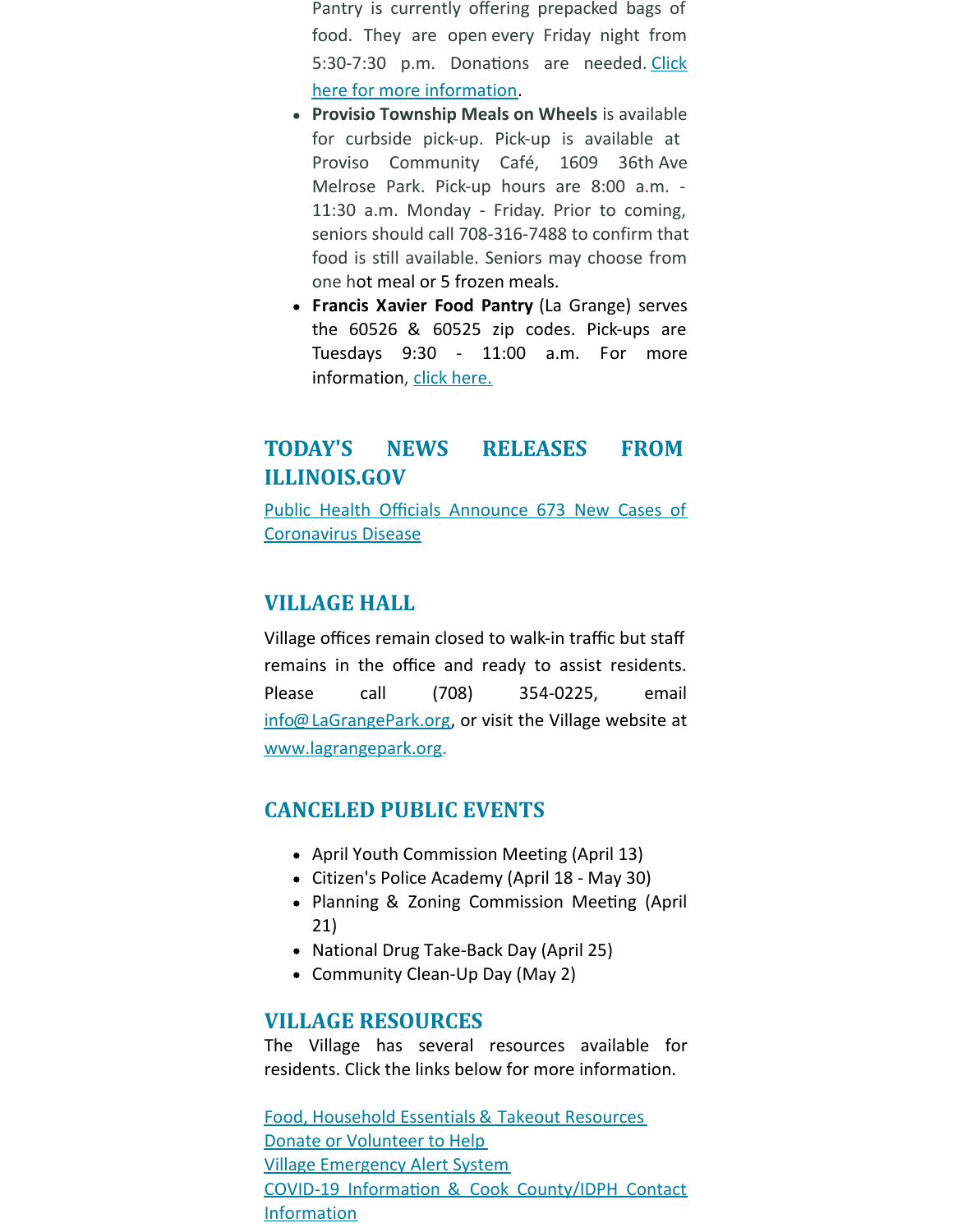Pantry is currently offering prepacked bags of food. They are open every Friday night from 5:30-7:30 p.m. Donations are needed. Click here for more information.

- **Provisio Township Meals on Wheels** is available for curbside pick-up. Pick-up is available at Proviso Community Café, 1609 36th Ave Melrose Park. Pick-up hours are 8:00 a.m. - 11:30 a.m. Monday - Friday. Prior to coming, seniors should call 708-316-7488 to confirm that food is still available. Seniors may choose from one hot meal or 5 frozen meals.
- **Francis Xavier Food Pantry** (La Grange) serves the 60526 & 60525 zip codes. Pick-ups are Tuesdays 9:30 - 11:00 a.m. For more information, click here.

## TODAY'S NEWS RELEASES FROM ILLINOIS.GOV

Public Health Officials Announce 673 New Cases of Coronavirus Disease

## VILLAGE HALL

Village offices remain closed to walk-in traffic but staff remains in the office and ready to assist residents. Please call (708) 354-0225, email info@LaGrangePark.org, or visit the Village website at www.lagrangepark.org.

## CANCELED PUBLIC EVENTS

- April Youth Commission Meeting (April 13)
- Citizen's Police Academy (April 18 - May 30)
- Planning & Zoning Commission Meeting (April 21)
- National Drug Take-Back Day (April 25)
- Community Clean-Up Day (May 2)

## VILLAGE RESOURCES

The Village has several resources available for residents. Click the links below for more information.

Food, Household Essentials & Takeout Resources
Donate or Volunteer to Help
Village Emergency Alert System
COVID-19 Information & Cook County/IDPH Contact Information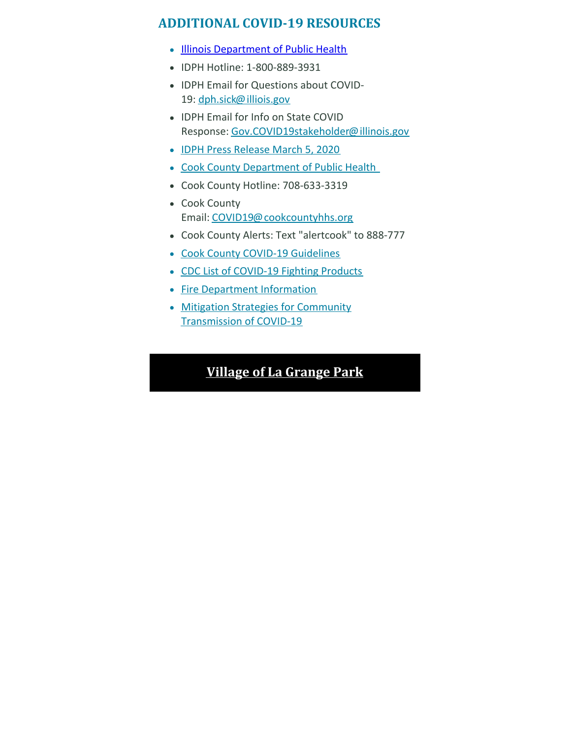## ADDITIONAL COVID-19 RESOURCES

- Illinois Department of Public Health
- IDPH Hotline: 1-800-889-3931
- IDPH Email for Questions about COVID-19: dph.sick@illiois.gov
- IDPH Email for Info on State COVID Response: Gov.COVID19stakeholder@illinois.gov
- IDPH Press Release March 5, 2020
- Cook County Department of Public Health
- Cook County Hotline: 708-633-3319
- Cook County Email: COVID19@cookcountyhhs.org
- Cook County Alerts: Text "alertcook" to 888-777
- Cook County COVID-19 Guidelines
- CDC List of COVID-19 Fighting Products
- Fire Department Information
- Mitigation Strategies for Community Transmission of COVID-19

**Village of La Grange Park**